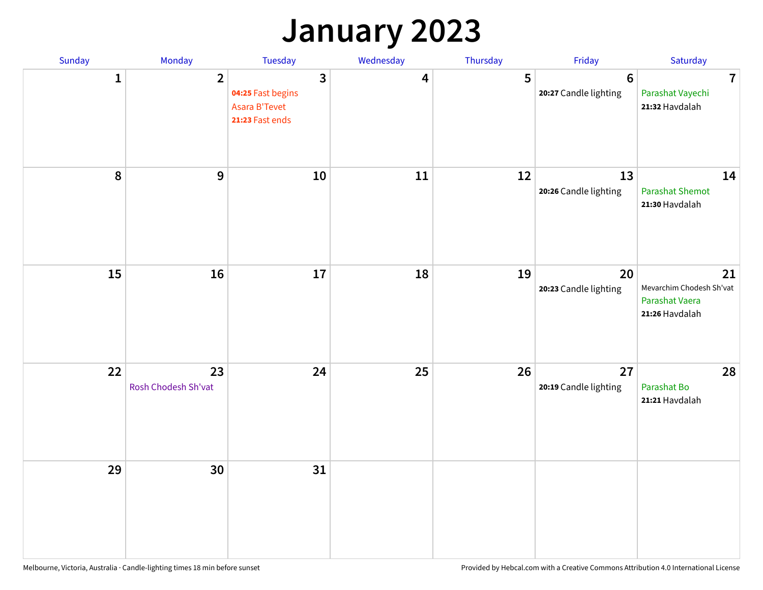# January 2023

| Sunday | Monday | Tuesday | Wednesday | Thursday | Friday | Saturday |
|---|---|---|---|---|---|---|
| 1 | 2 | 3<br>**04:25** Fast begins<br>Asara B'Tevet<br>**21:23** Fast ends | 4 | 5 | 6<br>**20:27** Candle lighting | 7<br>Parashat Vayechi<br>**21:32** Havdalah |
| 8 | 9 | 10 | 11 | 12 | 13<br>**20:26** Candle lighting | 14<br>Parashat Shemot<br>**21:30** Havdalah |
| 15 | 16 | 17 | 18 | 19 | 20<br>**20:23** Candle lighting | 21<br>Mevarchim Chodesh Sh'vat<br>Parashat Vaera<br>**21:26** Havdalah |
| 22 | 23<br>Rosh Chodesh Sh'vat | 24 | 25 | 26 | 27<br>**20:19** Candle lighting | 28<br>Parashat Bo<br>**21:21** Havdalah |
| 29 | 30 | 31 | | | | |

Melbourne, Victoria, Australia · Candle-lighting times 18 min before sunset

Provided by Hebcal.com with a Creative Commons Attribution 4.0 International License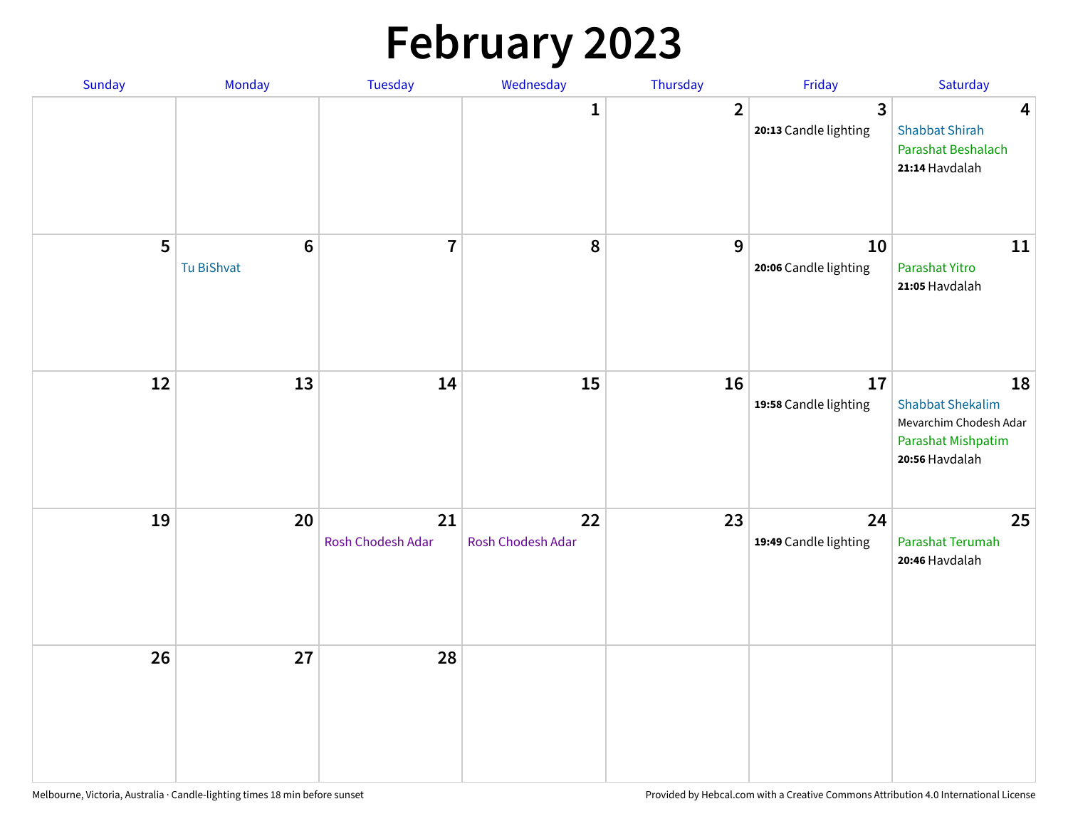# February 2023

| Sunday | Monday | Tuesday | Wednesday | Thursday | Friday | Saturday |
|---|---|---|---|---|---|---|
| | | | 1 | 2 | 3<br>**20:13** Candle lighting | 4<br>Shabbat Shirah<br>Parashat Beshalach<br>**21:14** Havdalah |
| 5 | 6<br>Tu BiShvat | 7 | 8 | 9 | 10<br>**20:06** Candle lighting | 11<br>Parashat Yitro<br>**21:05** Havdalah |
| 12 | 13 | 14 | 15 | 16 | 17<br>**19:58** Candle lighting | 18<br>Shabbat Shekalim<br>Mevarchim Chodesh Adar<br>Parashat Mishpatim<br>**20:56** Havdalah |
| 19 | 20 | 21<br>Rosh Chodesh Adar | 22<br>Rosh Chodesh Adar | 23 | 24<br>**19:49** Candle lighting | 25<br>Parashat Terumah<br>**20:46** Havdalah |
| 26 | 27 | 28 | | | | |

Melbourne, Victoria, Australia · Candle-lighting times 18 min before sunset

Provided by Hebcal.com with a Creative Commons Attribution 4.0 International License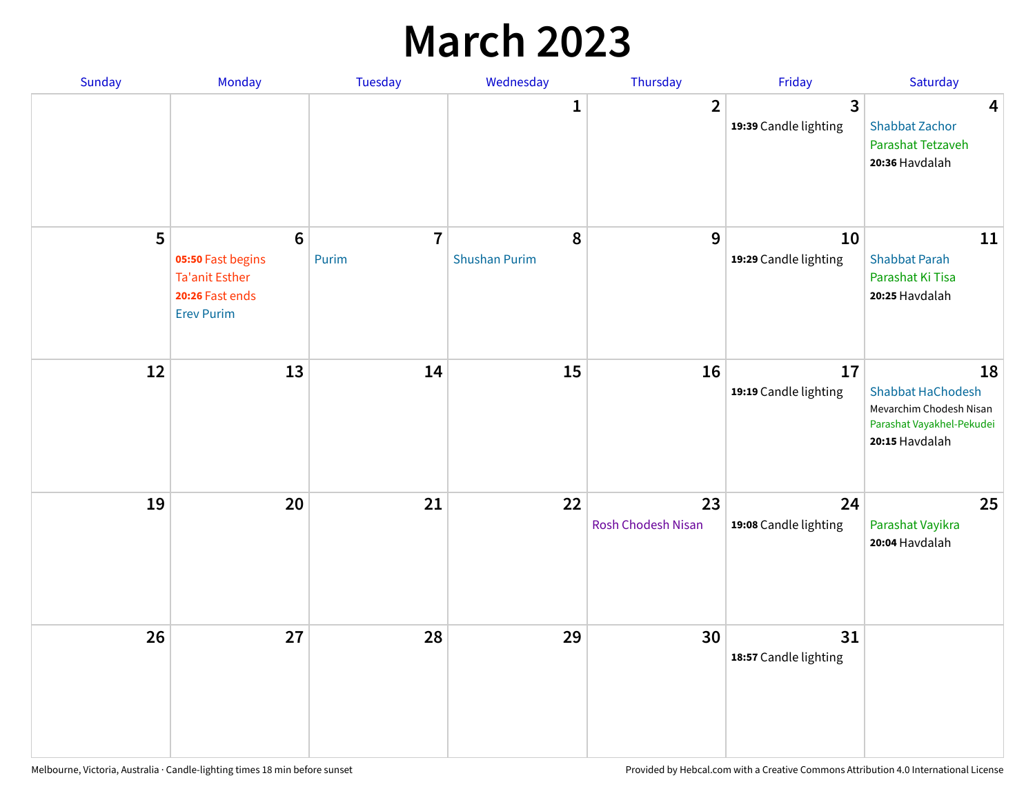# March 2023

| Sunday | Monday | Tuesday | Wednesday | Thursday | Friday | Saturday |
|---|---|---|---|---|---|---|
| | | | 1 | 2 | 3<br>**19:39** Candle lighting | 4<br>Shabbat Zachor<br>Parashat Tetzaveh<br>**20:36** Havdalah |
| 5 | 6<br>**05:50** Fast begins<br>Ta'anit Esther<br>**20:26** Fast ends<br>Erev Purim | 7<br>Purim | 8<br>Shushan Purim | 9 | 10<br>**19:29** Candle lighting | 11<br>Shabbat Parah<br>Parashat Ki Tisa<br>**20:25** Havdalah |
| 12 | 13 | 14 | 15 | 16 | 17<br>**19:19** Candle lighting | 18<br>Shabbat HaChodesh<br>Mevarchim Chodesh Nisan<br>Parashat Vayakhel-Pekudei<br>**20:15** Havdalah |
| 19 | 20 | 21 | 22 | 23<br>Rosh Chodesh Nisan | 24<br>**19:08** Candle lighting | 25<br>Parashat Vayikra<br>**20:04** Havdalah |
| 26 | 27 | 28 | 29 | 30 | 31<br>**18:57** Candle lighting | |

Melbourne, Victoria, Australia · Candle-lighting times 18 min before sunset

Provided by Hebcal.com with a Creative Commons Attribution 4.0 International License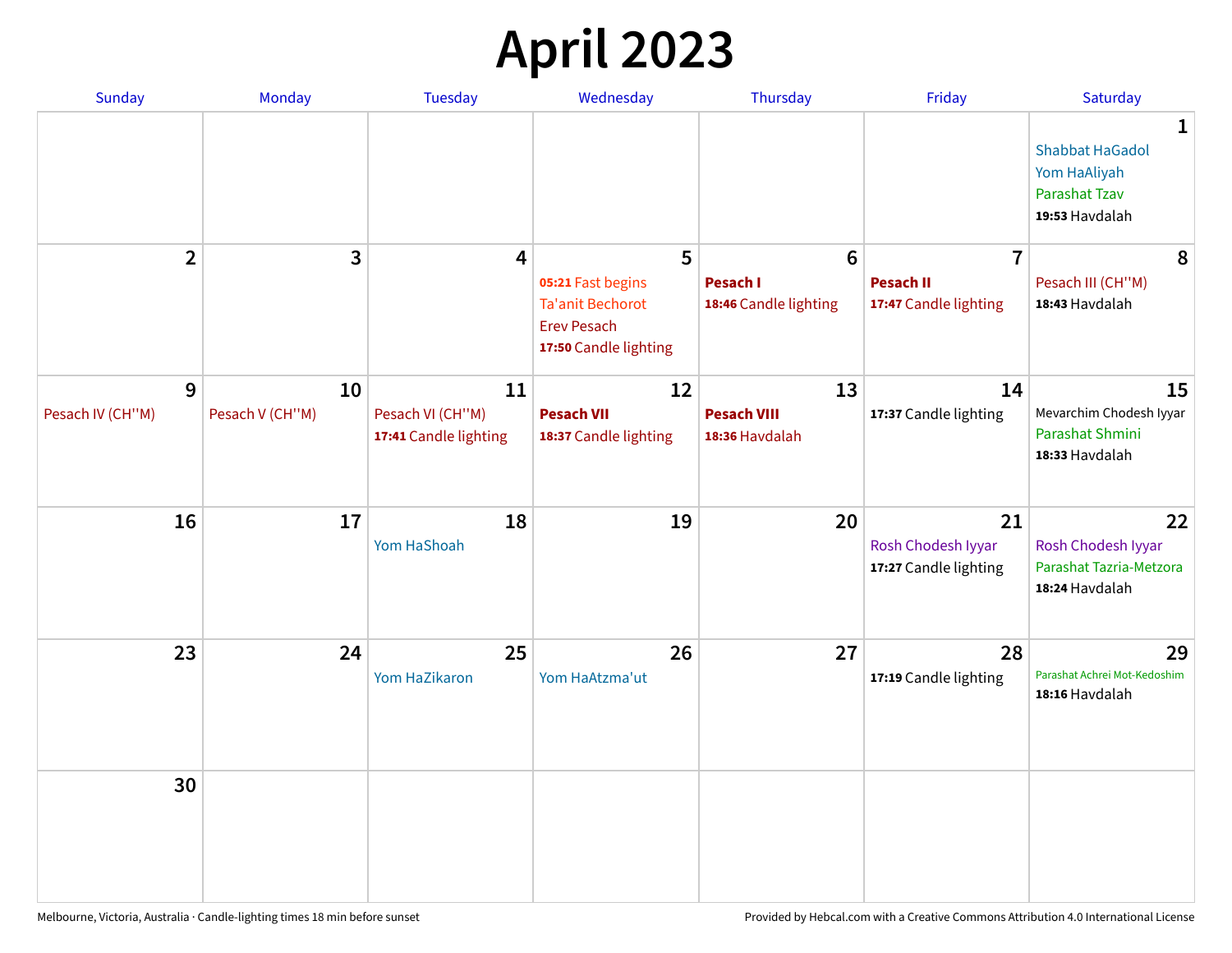# April 2023

| Sunday | Monday | Tuesday | Wednesday | Thursday | Friday | Saturday |
|---|---|---|---|---|---|---|
| | | | | | | **1** Shabbat HaGadol<br>Yom HaAliyah<br>Parashat Tzav<br>**19:53** Havdalah |
| **2** | **3** | **4** | **5** **05:21** Fast begins<br>Ta'anit Bechorot<br>Erev Pesach<br>**17:50** Candle lighting | **6** **Pesach I**<br>**18:46** Candle lighting | **7** **Pesach II**<br>**17:47** Candle lighting | **8** Pesach III (CH''M)<br>**18:43** Havdalah |
| **9** Pesach IV (CH''M) | **10** Pesach V (CH''M) | **11** Pesach VI (CH''M)<br>**17:41** Candle lighting | **12** **Pesach VII**<br>**18:37** Candle lighting | **13** **Pesach VIII**<br>**18:36** Havdalah | **14** **17:37** Candle lighting | **15** Mevarchim Chodesh Iyyar<br>Parashat Shmini<br>**18:33** Havdalah |
| **16** | **17** | **18** Yom HaShoah | **19** | **20** | **21** Rosh Chodesh Iyyar<br>**17:27** Candle lighting | **22** Rosh Chodesh Iyyar<br>Parashat Tazria-Metzora<br>**18:24** Havdalah |
| **23** | **24** | **25** Yom HaZikaron | **26** Yom HaAtzma'ut | **27** | **28** **17:19** Candle lighting | **29** Parashat Achrei Mot-Kedoshim<br>**18:16** Havdalah |
| **30** | | | | | | |

Melbourne, Victoria, Australia · Candle-lighting times 18 min before sunset

Provided by Hebcal.com with a Creative Commons Attribution 4.0 International License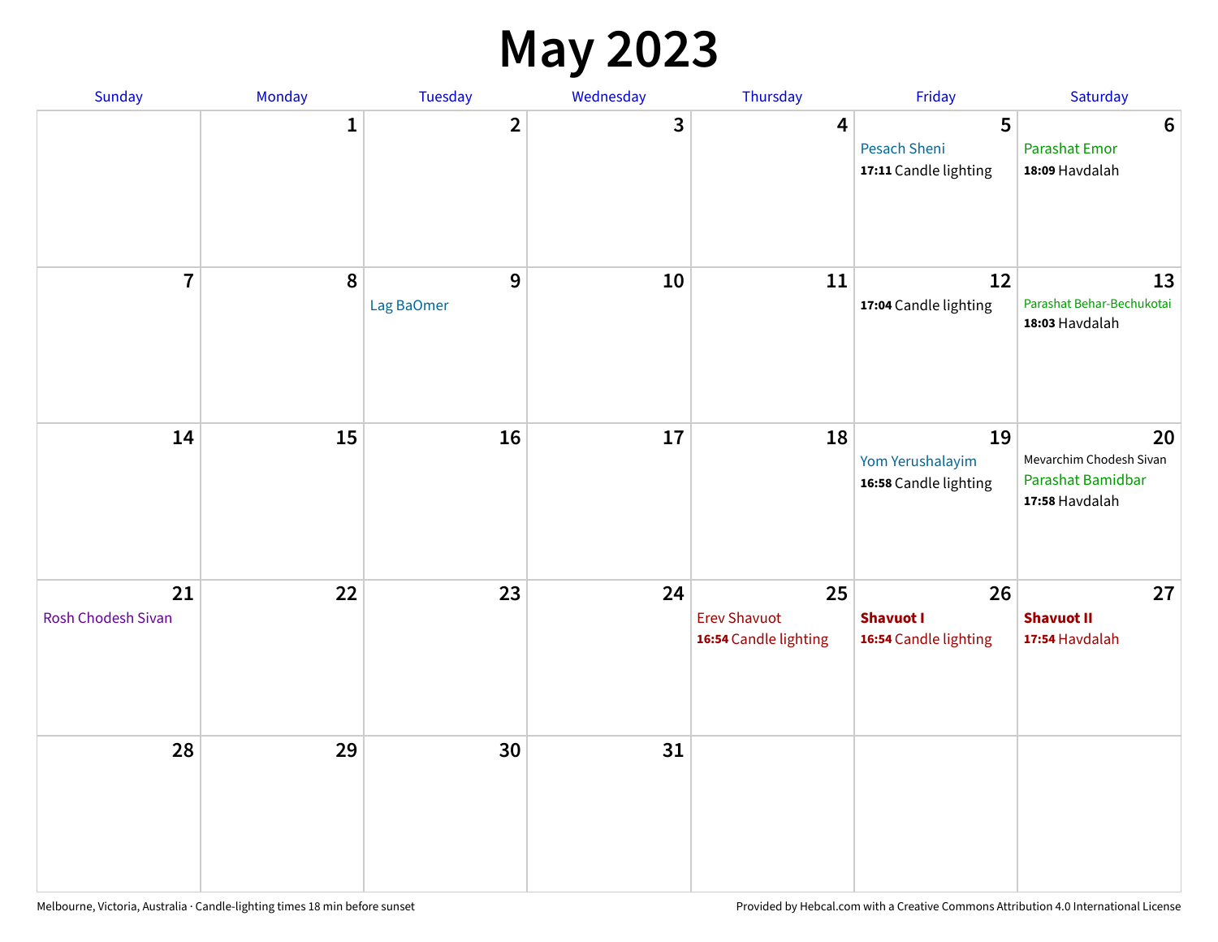# May 2023

| Sunday | Monday | Tuesday | Wednesday | Thursday | Friday | Saturday |
|---|---|---|---|---|---|---|
| | 1 | 2 | 3 | 4 | 5<br>Pesach Sheni<br>**17:11** Candle lighting | 6<br>Parashat Emor<br>**18:09** Havdalah |
| 7 | 8 | 9<br>Lag BaOmer | 10 | 11 | 12<br>**17:04** Candle lighting | 13<br>Parashat Behar-Bechukotai<br>**18:03** Havdalah |
| 14 | 15 | 16 | 17 | 18 | 19<br>Yom Yerushalayim<br>**16:58** Candle lighting | 20<br>Mevarchim Chodesh Sivan<br>Parashat Bamidbar<br>**17:58** Havdalah |
| 21<br>Rosh Chodesh Sivan | 22 | 23 | 24 | 25<br>Erev Shavuot<br>**16:54** Candle lighting | 26<br>**Shavuot I**<br>**16:54** Candle lighting | 27<br>**Shavuot II**<br>**17:54** Havdalah |
| 28 | 29 | 30 | 31 | | | |

Melbourne, Victoria, Australia · Candle-lighting times 18 min before sunset

Provided by Hebcal.com with a Creative Commons Attribution 4.0 International License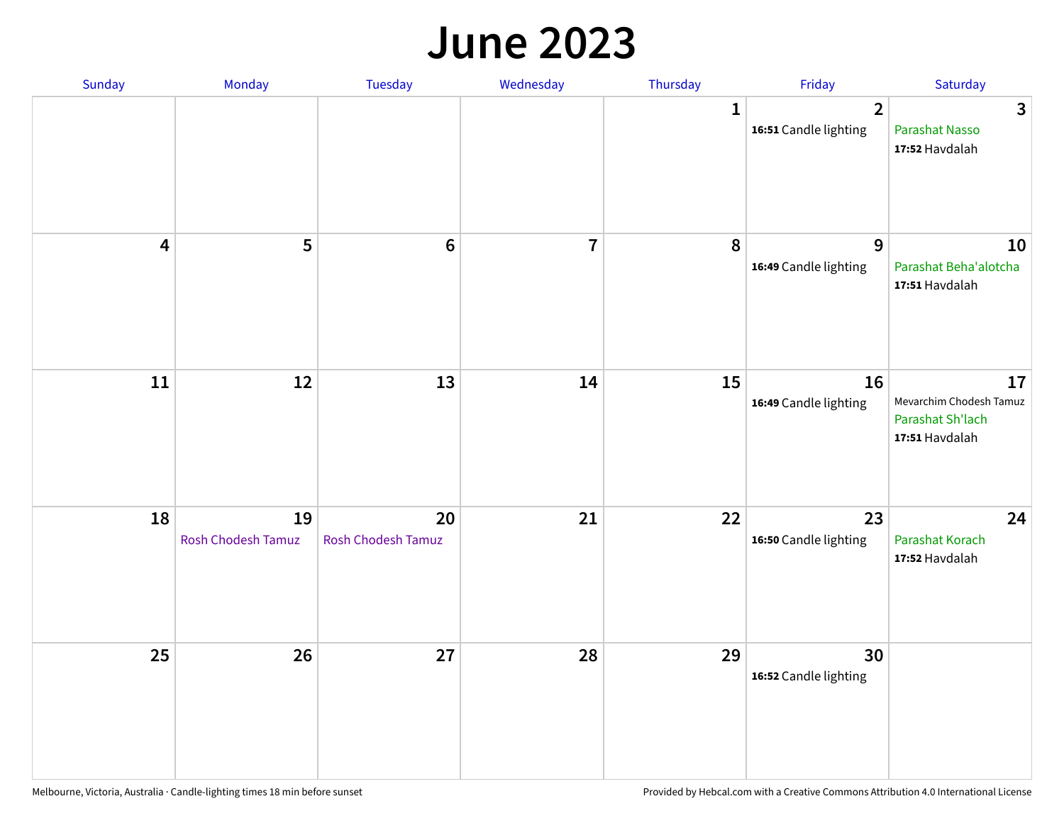# June 2023

| Sunday | Monday | Tuesday | Wednesday | Thursday | Friday | Saturday |
|---|---|---|---|---|---|---|
| | | | | 1 | 2<br>**16:51** Candle lighting | 3<br>Parashat Nasso<br>**17:52** Havdalah |
| 4 | 5 | 6 | 7 | 8 | 9<br>**16:49** Candle lighting | 10<br>Parashat Beha'alotcha<br>**17:51** Havdalah |
| 11 | 12 | 13 | 14 | 15 | 16<br>**16:49** Candle lighting | 17<br>Mevarchim Chodesh Tamuz<br>Parashat Sh'lach<br>**17:51** Havdalah |
| 18 | 19<br>Rosh Chodesh Tamuz | 20<br>Rosh Chodesh Tamuz | 21 | 22 | 23<br>**16:50** Candle lighting | 24<br>Parashat Korach<br>**17:52** Havdalah |
| 25 | 26 | 27 | 28 | 29 | 30<br>**16:52** Candle lighting | |

Melbourne, Victoria, Australia · Candle-lighting times 18 min before sunset

Provided by Hebcal.com with a Creative Commons Attribution 4.0 International License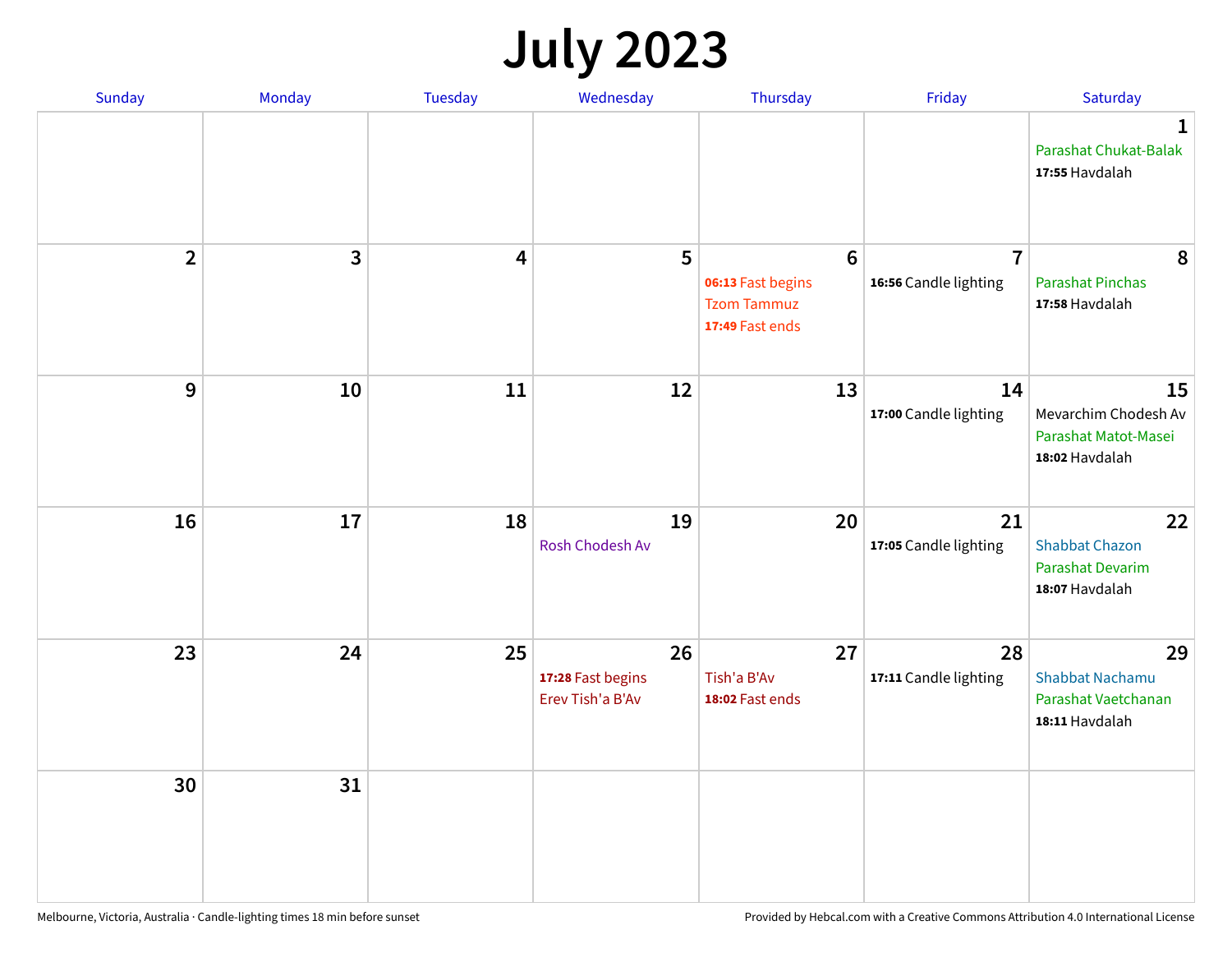# July 2023

| Sunday | Monday | Tuesday | Wednesday | Thursday | Friday | Saturday |
|---|---|---|---|---|---|---|
| | | | | | | **1** Parashat Chukat-Balak **17:55** Havdalah |
| **2** | **3** | **4** | **5** | **6** **06:13** Fast begins Tzom Tammuz **17:49** Fast ends | **7** **16:56** Candle lighting | **8** Parashat Pinchas **17:58** Havdalah |
| **9** | **10** | **11** | **12** | **13** | **14** **17:00** Candle lighting | **15** Mevarchim Chodesh Av Parashat Matot-Masei **18:02** Havdalah |
| **16** | **17** | **18** | **19** Rosh Chodesh Av | **20** | **21** **17:05** Candle lighting | **22** Shabbat Chazon Parashat Devarim **18:07** Havdalah |
| **23** | **24** | **25** | **26** **17:28** Fast begins Erev Tish'a B'Av | **27** Tish'a B'Av **18:02** Fast ends | **28** **17:11** Candle lighting | **29** Shabbat Nachamu Parashat Vaetchanan **18:11** Havdalah |
| **30** | **31** | | | | | |

Melbourne, Victoria, Australia · Candle-lighting times 18 min before sunset

Provided by Hebcal.com with a Creative Commons Attribution 4.0 International License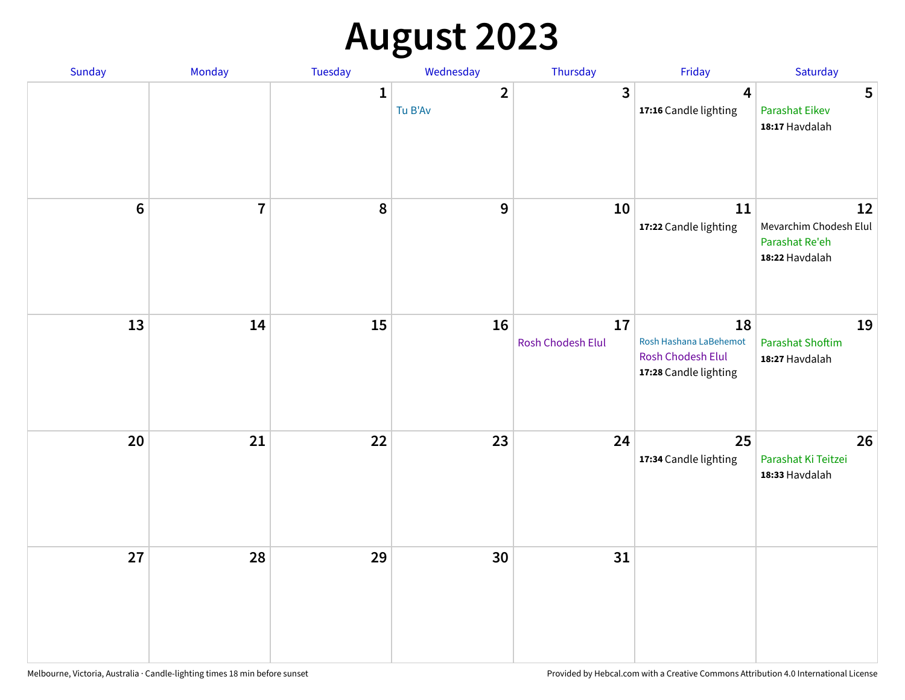# August 2023

| Sunday | Monday | Tuesday | Wednesday | Thursday | Friday | Saturday |
|---|---|---|---|---|---|---|
| | | 1 | 2<br>Tu B'Av | 3 | 4<br>**17:16** Candle lighting | 5<br>Parashat Eikev<br>**18:17** Havdalah |
| 6 | 7 | 8 | 9 | 10 | 11<br>**17:22** Candle lighting | 12<br>Mevarchim Chodesh Elul<br>Parashat Re'eh<br>**18:22** Havdalah |
| 13 | 14 | 15 | 16 | 17<br>Rosh Chodesh Elul | 18<br>Rosh Hashana LaBehemot<br>Rosh Chodesh Elul<br>**17:28** Candle lighting | 19<br>Parashat Shoftim<br>**18:27** Havdalah |
| 20 | 21 | 22 | 23 | 24 | 25<br>**17:34** Candle lighting | 26<br>Parashat Ki Teitzei<br>**18:33** Havdalah |
| 27 | 28 | 29 | 30 | 31 | | |

Melbourne, Victoria, Australia · Candle-lighting times 18 min before sunset

Provided by Hebcal.com with a Creative Commons Attribution 4.0 International License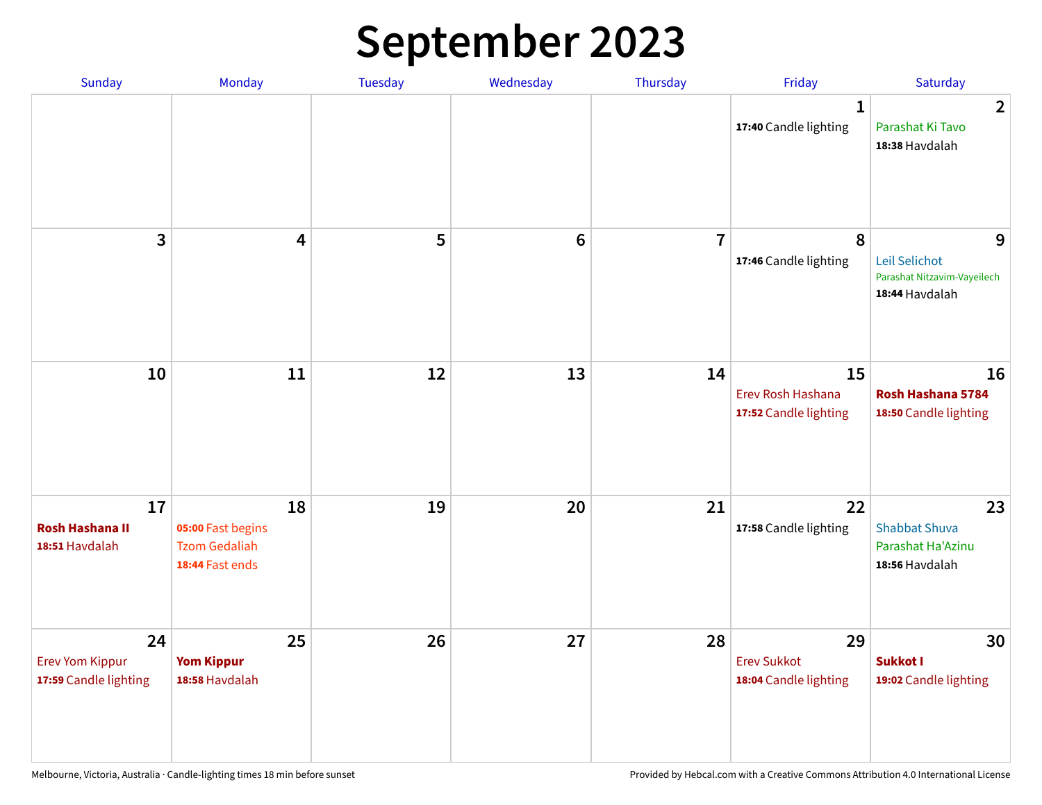# September 2023

| Sunday | Monday | Tuesday | Wednesday | Thursday | Friday | Saturday |
|---|---|---|---|---|---|---|
| | | | | | 1<br>**17:40** Candle lighting | 2<br>Parashat Ki Tavo<br>**18:38** Havdalah |
| 3 | 4 | 5 | 6 | 7 | 8<br>**17:46** Candle lighting | 9<br>Leil Selichot<br>Parashat Nitzavim-Vayeilech<br>**18:44** Havdalah |
| 10 | 11 | 12 | 13 | 14 | 15<br>Erev Rosh Hashana<br>**17:52** Candle lighting | 16<br>**Rosh Hashana 5784**<br>**18:50** Candle lighting |
| 17<br>**Rosh Hashana II**<br>**18:51** Havdalah | 18<br>**05:00** Fast begins<br>Tzom Gedaliah<br>**18:44** Fast ends | 19 | 20 | 21 | 22<br>**17:58** Candle lighting | 23<br>Shabbat Shuva<br>Parashat Ha'Azinu<br>**18:56** Havdalah |
| 24<br>Erev Yom Kippur<br>**17:59** Candle lighting | 25<br>**Yom Kippur**<br>**18:58** Havdalah | 26 | 27 | 28 | 29<br>Erev Sukkot<br>**18:04** Candle lighting | 30<br>**Sukkot I**<br>**19:02** Candle lighting |

Melbourne, Victoria, Australia · Candle-lighting times 18 min before sunset

Provided by Hebcal.com with a Creative Commons Attribution 4.0 International License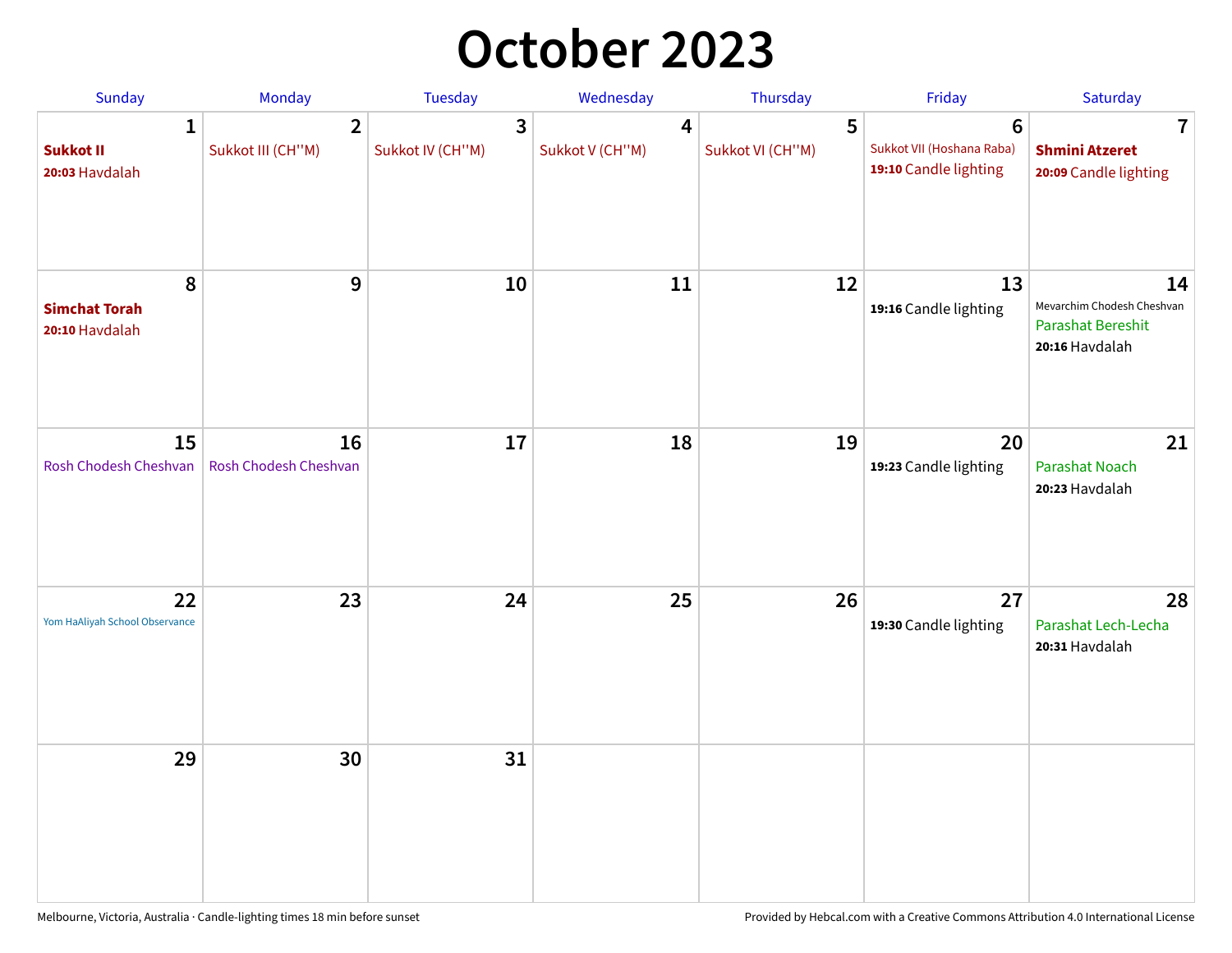# October 2023

| Sunday | Monday | Tuesday | Wednesday | Thursday | Friday | Saturday |
|---|---|---|---|---|---|---|
| **1**<br>**Sukkot II**<br>**20:03** Havdalah | **2**<br>Sukkot III (CH''M) | **3**<br>Sukkot IV (CH''M) | **4**<br>Sukkot V (CH''M) | **5**<br>Sukkot VI (CH''M) | **6**<br>Sukkot VII (Hoshana Raba)<br>**19:10** Candle lighting | **7**<br>**Shmini Atzeret**<br>**20:09** Candle lighting |
| **8**<br>**Simchat Torah**<br>**20:10** Havdalah | **9** | **10** | **11** | **12** | **13**<br>**19:16** Candle lighting | **14**<br>Mevarchim Chodesh Cheshvan<br>Parashat Bereshit<br>**20:16** Havdalah |
| **15**<br>Rosh Chodesh Cheshvan | **16**<br>Rosh Chodesh Cheshvan | **17** | **18** | **19** | **20**<br>**19:23** Candle lighting | **21**<br>Parashat Noach<br>**20:23** Havdalah |
| **22**<br>Yom HaAliyah School Observance | **23** | **24** | **25** | **26** | **27**<br>**19:30** Candle lighting | **28**<br>Parashat Lech-Lecha<br>**20:31** Havdalah |
| **29** | **30** | **31** | | | | |

Melbourne, Victoria, Australia · Candle-lighting times 18 min before sunset

Provided by Hebcal.com with a Creative Commons Attribution 4.0 International License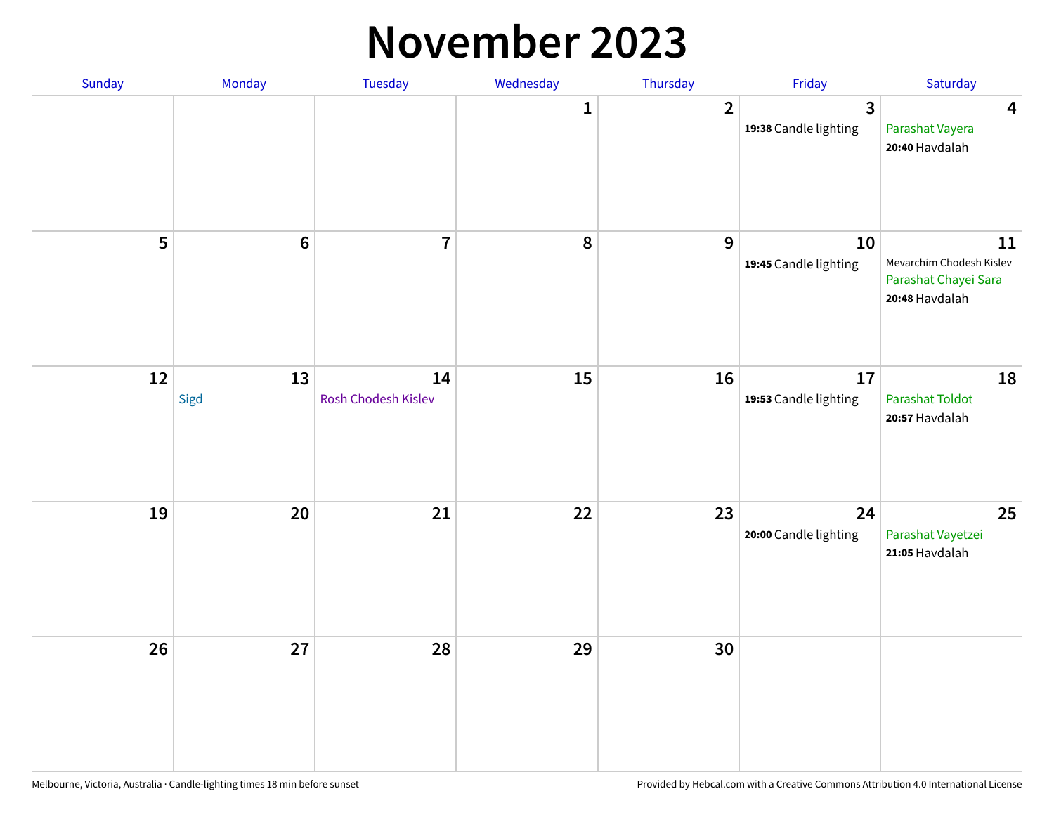# November 2023

| Sunday | Monday | Tuesday | Wednesday | Thursday | Friday | Saturday |
|---|---|---|---|---|---|---|
| | | | 1 | 2 | 3<br>**19:38** Candle lighting | 4<br>Parashat Vayera<br>**20:40** Havdalah |
| 5 | 6 | 7 | 8 | 9 | 10<br>**19:45** Candle lighting | 11<br>Mevarchim Chodesh Kislev<br>Parashat Chayei Sara<br>**20:48** Havdalah |
| 12 | 13<br>Sigd | 14<br>Rosh Chodesh Kislev | 15 | 16 | 17<br>**19:53** Candle lighting | 18<br>Parashat Toldot<br>**20:57** Havdalah |
| 19 | 20 | 21 | 22 | 23 | 24<br>**20:00** Candle lighting | 25<br>Parashat Vayetzei<br>**21:05** Havdalah |
| 26 | 27 | 28 | 29 | 30 | | |

Melbourne, Victoria, Australia · Candle-lighting times 18 min before sunset

Provided by Hebcal.com with a Creative Commons Attribution 4.0 International License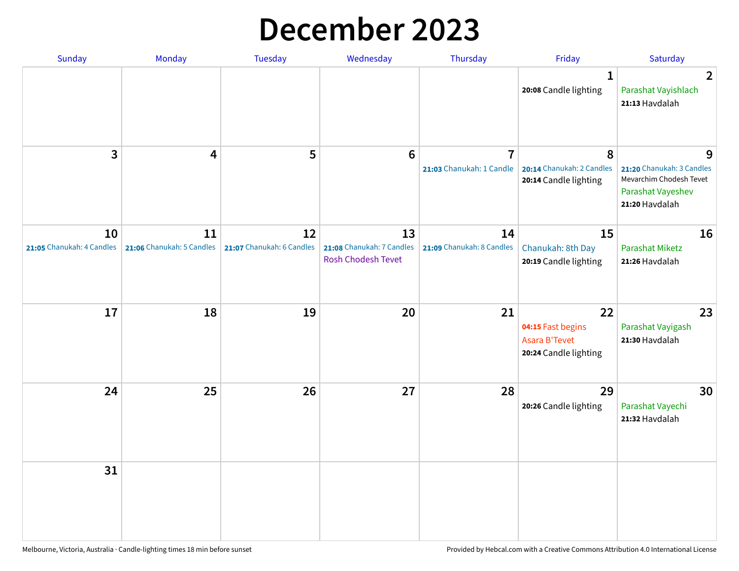# December 2023

| Sunday | Monday | Tuesday | Wednesday | Thursday | Friday | Saturday |
| --- | --- | --- | --- | --- | --- | --- |
| | | | | | 1<br>**20:08** Candle lighting | 2<br>Parashat Vayishlach<br>**21:13** Havdalah |
| 3 | 4 | 5 | 6 | 7<br>**21:03** Chanukah: 1 Candle | 8<br>**20:14** Chanukah: 2 Candles<br>**20:14** Candle lighting | 9<br>**21:20** Chanukah: 3 Candles<br>Mevarchim Chodesh Tevet<br>Parashat Vayeshev<br>**21:20** Havdalah |
| 10<br>**21:05** Chanukah: 4 Candles | 11<br>**21:06** Chanukah: 5 Candles | 12<br>**21:07** Chanukah: 6 Candles | 13<br>**21:08** Chanukah: 7 Candles<br>Rosh Chodesh Tevet | 14<br>**21:09** Chanukah: 8 Candles | 15<br>Chanukah: 8th Day<br>**20:19** Candle lighting | 16<br>Parashat Miketz<br>**21:26** Havdalah |
| 17 | 18 | 19 | 20 | 21 | 22<br>**04:15** Fast begins<br>Asara B'Tevet<br>**20:24** Candle lighting | 23<br>Parashat Vayigash<br>**21:30** Havdalah |
| 24 | 25 | 26 | 27 | 28 | 29<br>**20:26** Candle lighting | 30<br>Parashat Vayechi<br>**21:32** Havdalah |
| 31 | | | | | | |

Melbourne, Victoria, Australia · Candle-lighting times 18 min before sunset

Provided by Hebcal.com with a Creative Commons Attribution 4.0 International License